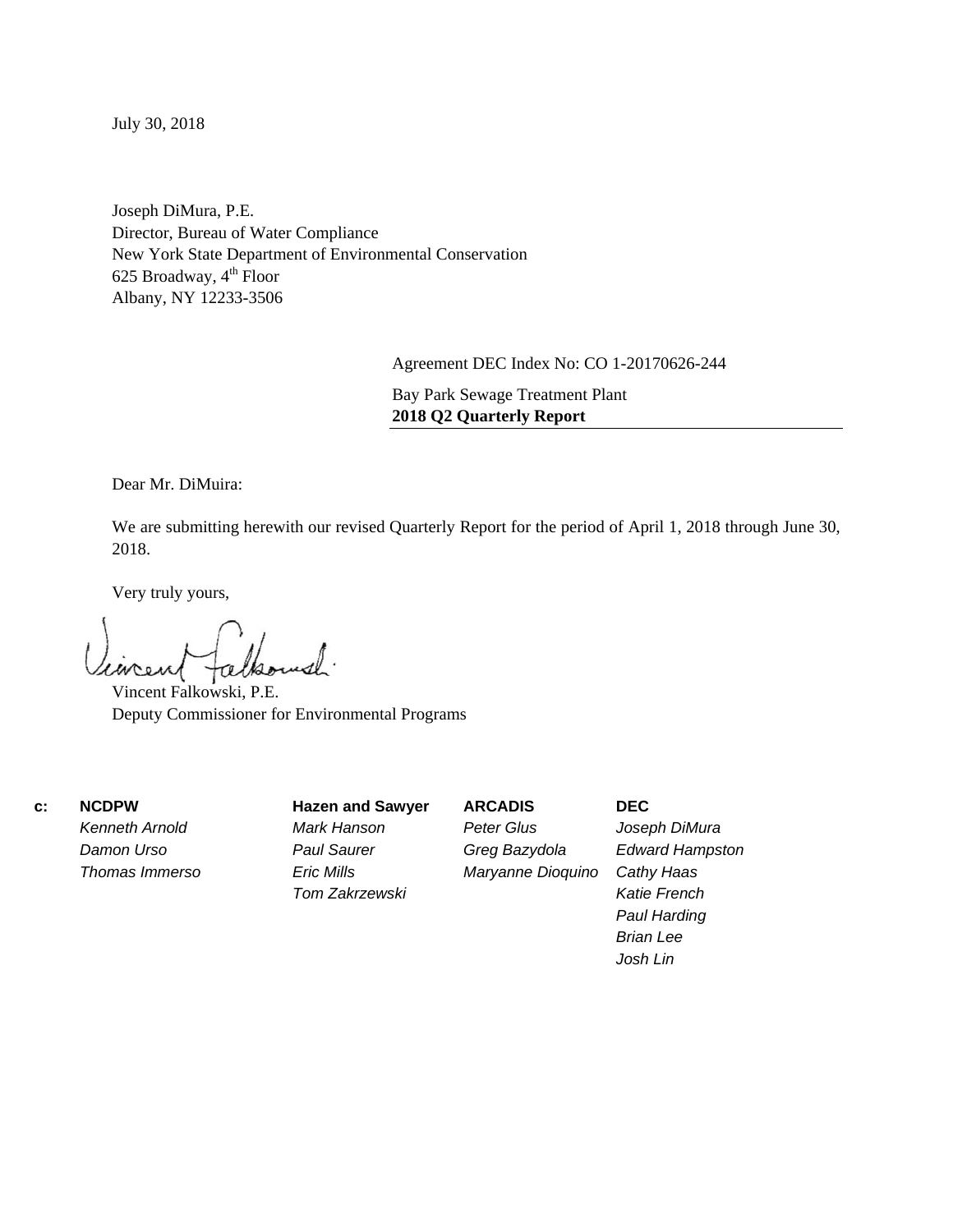July 30, 2018

Joseph DiMura, P.E.
Director, Bureau of Water Compliance
New York State Department of Environmental Conservation
625 Broadway, 4th Floor
Albany, NY 12233-3506

Agreement DEC Index No: CO 1-20170626-244

Bay Park Sewage Treatment Plant
**2018 Q2 Quarterly Report**

Dear Mr. DiMuira:

We are submitting herewith our revised Quarterly Report for the period of April 1, 2018 through June 30, 2018.

Very truly yours,

Vincent Falkowski, P.E.
Deputy Commissioner for Environmental Programs

| c: | **NCDPW** | **Hazen and Sawyer** | **ARCADIS** | **DEC** |
|---|---|---|---|---|
| | *Kenneth Arnold* | *Mark Hanson* | *Peter Glus* | *Joseph DiMura* |
| | *Damon Urso* | *Paul Saurer* | *Greg Bazydola* | *Edward Hampston* |
| | *Thomas Immerso* | *Eric Mills* | *Maryanne Dioquino* | *Cathy Haas* |
| | | *Tom Zakrzewski* | | *Katie French* |
| | | | | *Paul Harding* |
| | | | | *Brian Lee* |
| | | | | *Josh Lin* |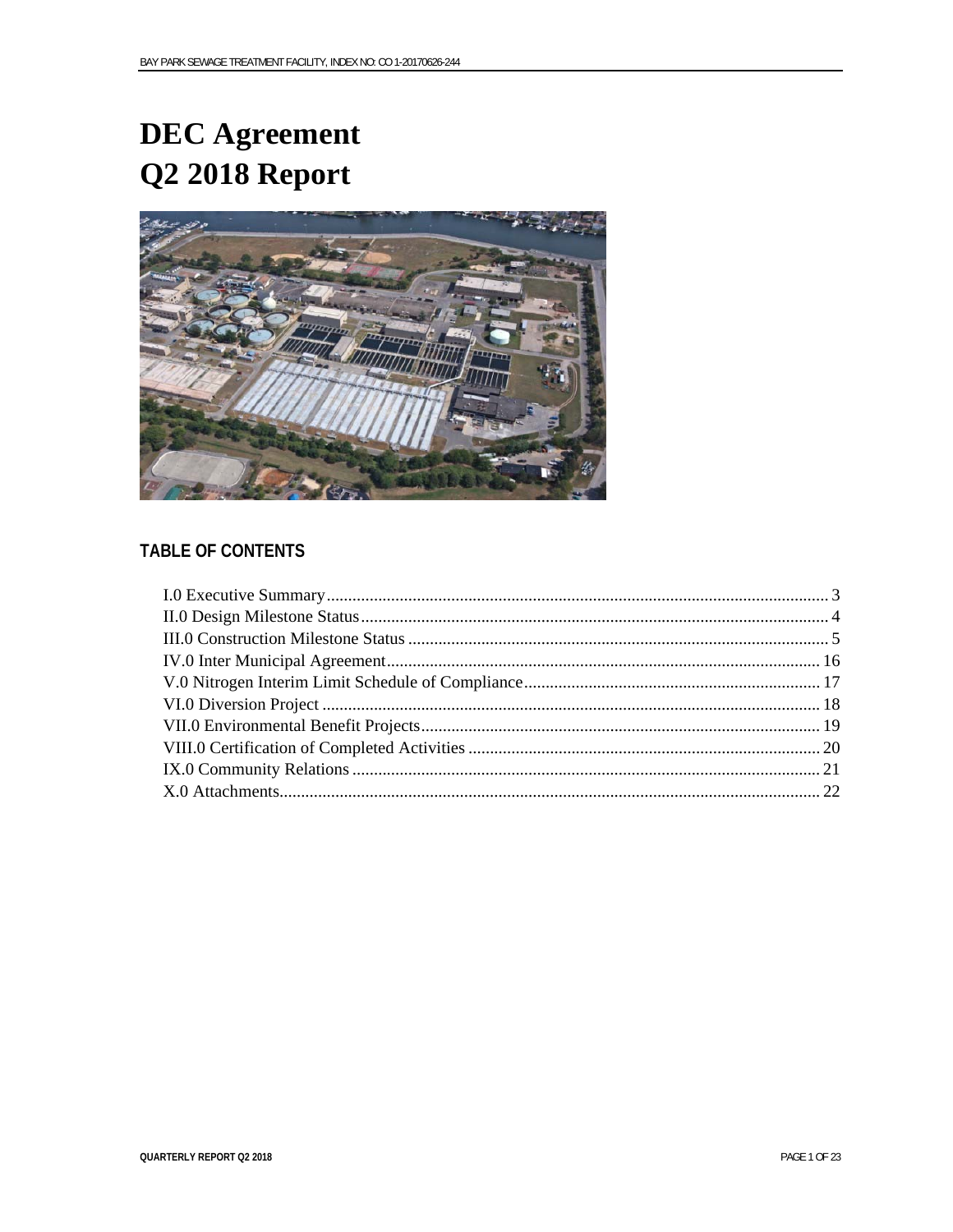# DEC Agreement
# Q2 2018 Report

## TABLE OF CONTENTS

| | |
|---|---|
| I.0 Executive Summary | 3 |
| II.0 Design Milestone Status | 4 |
| III.0 Construction Milestone Status | 5 |
| IV.0 Inter Municipal Agreement | 16 |
| V.0 Nitrogen Interim Limit Schedule of Compliance | 17 |
| VI.0 Diversion Project | 18 |
| VII.0 Environmental Benefit Projects | 19 |
| VIII.0 Certification of Completed Activities | 20 |
| IX.0 Community Relations | 21 |
| X.0 Attachments | 22 |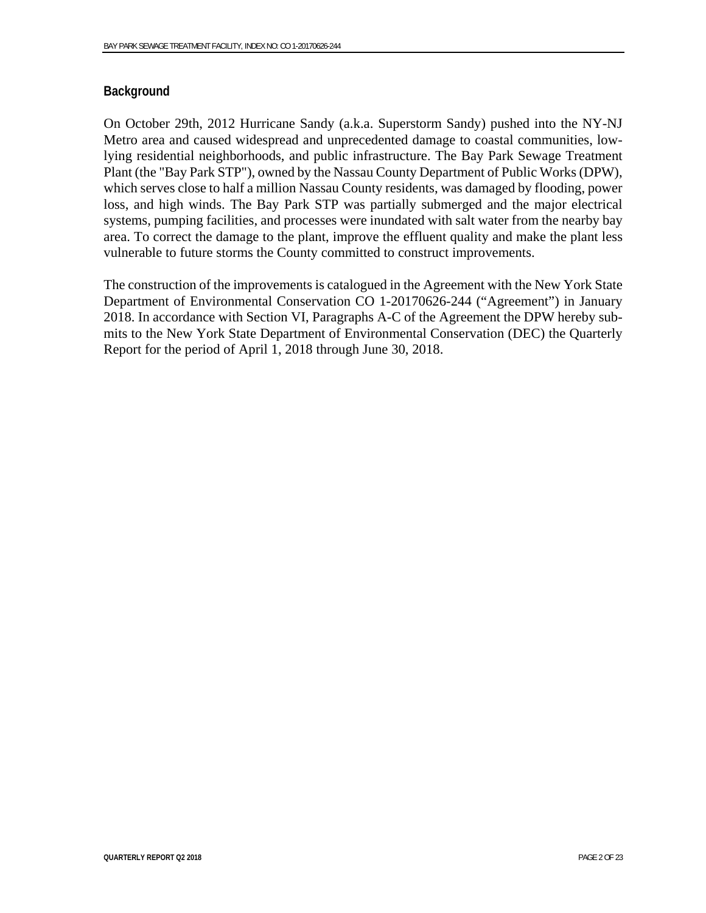## Background

On October 29th, 2012 Hurricane Sandy (a.k.a. Superstorm Sandy) pushed into the NY-NJ Metro area and caused widespread and unprecedented damage to coastal communities, low-lying residential neighborhoods, and public infrastructure. The Bay Park Sewage Treatment Plant (the "Bay Park STP"), owned by the Nassau County Department of Public Works (DPW), which serves close to half a million Nassau County residents, was damaged by flooding, power loss, and high winds. The Bay Park STP was partially submerged and the major electrical systems, pumping facilities, and processes were inundated with salt water from the nearby bay area. To correct the damage to the plant, improve the effluent quality and make the plant less vulnerable to future storms the County committed to construct improvements.

The construction of the improvements is catalogued in the Agreement with the New York State Department of Environmental Conservation CO 1-20170626-244 ("Agreement") in January 2018. In accordance with Section VI, Paragraphs A-C of the Agreement the DPW hereby submits to the New York State Department of Environmental Conservation (DEC) the Quarterly Report for the period of April 1, 2018 through June 30, 2018.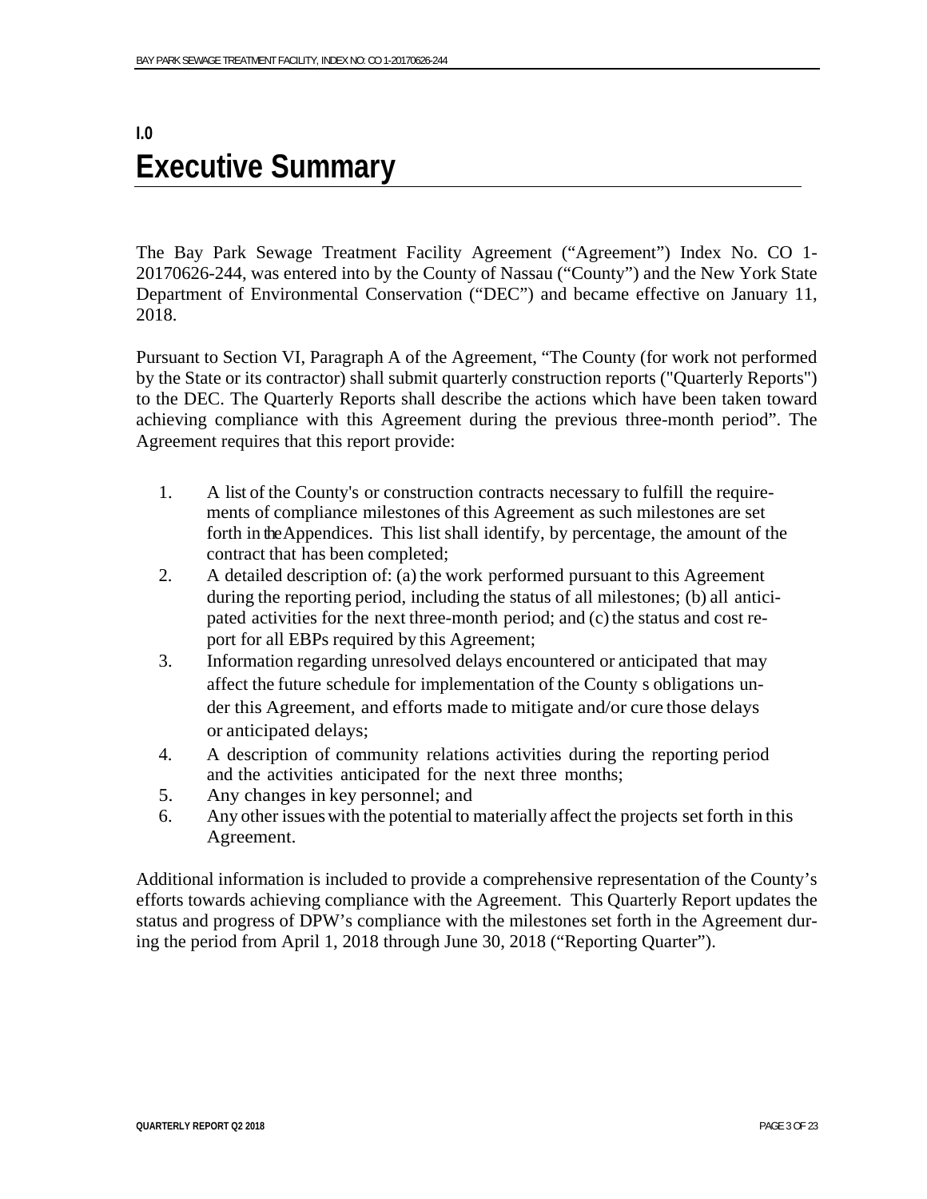# I.0 Executive Summary

The Bay Park Sewage Treatment Facility Agreement ("Agreement") Index No. CO 1-20170626-244, was entered into by the County of Nassau ("County") and the New York State Department of Environmental Conservation ("DEC") and became effective on January 11, 2018.

Pursuant to Section VI, Paragraph A of the Agreement, "The County (for work not performed by the State or its contractor) shall submit quarterly construction reports ("Quarterly Reports") to the DEC. The Quarterly Reports shall describe the actions which have been taken toward achieving compliance with this Agreement during the previous three-month period". The Agreement requires that this report provide:

1. A list of the County's or construction contracts necessary to fulfill the requirements of compliance milestones of this Agreement as such milestones are set forth in the Appendices. This list shall identify, by percentage, the amount of the contract that has been completed;
2. A detailed description of: (a) the work performed pursuant to this Agreement during the reporting period, including the status of all milestones; (b) all anticipated activities for the next three-month period; and (c) the status and cost report for all EBPs required by this Agreement;
3. Information regarding unresolved delays encountered or anticipated that may affect the future schedule for implementation of the County s obligations under this Agreement, and efforts made to mitigate and/or cure those delays or anticipated delays;
4. A description of community relations activities during the reporting period and the activities anticipated for the next three months;
5. Any changes in key personnel; and
6. Any other issues with the potential to materially affect the projects set forth in this Agreement.

Additional information is included to provide a comprehensive representation of the County's efforts towards achieving compliance with the Agreement. This Quarterly Report updates the status and progress of DPW's compliance with the milestones set forth in the Agreement during the period from April 1, 2018 through June 30, 2018 ("Reporting Quarter").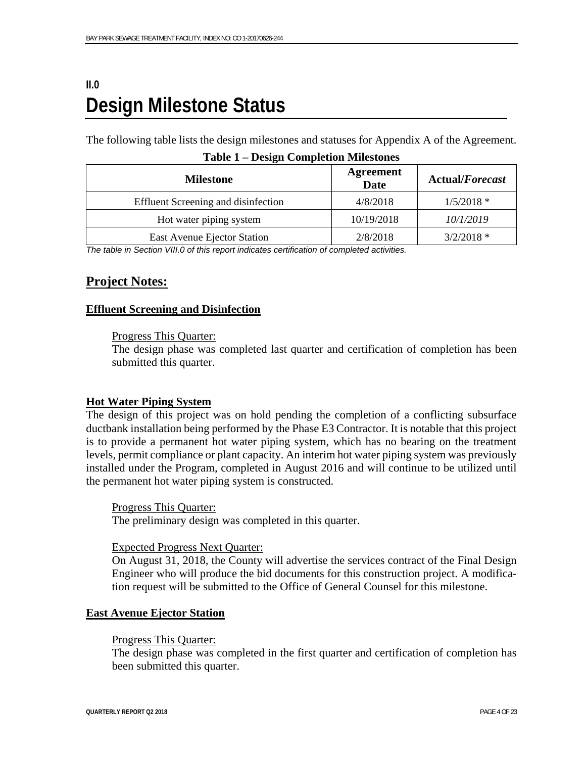## II.0 Design Milestone Status

The following table lists the design milestones and statuses for Appendix A of the Agreement.

**Table 1 – Design Completion Milestones**

| Milestone | Agreement Date | Actual/*Forecast* |
|---|---|---|
| Effluent Screening and disinfection | 4/8/2018 | 1/5/2018 * |
| Hot water piping system | 10/19/2018 | *10/1/2019* |
| East Avenue Ejector Station | 2/8/2018 | 3/2/2018 * |

*The table in Section VIII.0 of this report indicates certification of completed activities.*

### Project Notes:

#### Effluent Screening and Disinfection

Progress This Quarter:
The design phase was completed last quarter and certification of completion has been submitted this quarter.

#### Hot Water Piping System

The design of this project was on hold pending the completion of a conflicting subsurface ductbank installation being performed by the Phase E3 Contractor. It is notable that this project is to provide a permanent hot water piping system, which has no bearing on the treatment levels, permit compliance or plant capacity. An interim hot water piping system was previously installed under the Program, completed in August 2016 and will continue to be utilized until the permanent hot water piping system is constructed.

Progress This Quarter:
The preliminary design was completed in this quarter.

Expected Progress Next Quarter:
On August 31, 2018, the County will advertise the services contract of the Final Design Engineer who will produce the bid documents for this construction project. A modification request will be submitted to the Office of General Counsel for this milestone.

#### East Avenue Ejector Station

Progress This Quarter:
The design phase was completed in the first quarter and certification of completion has been submitted this quarter.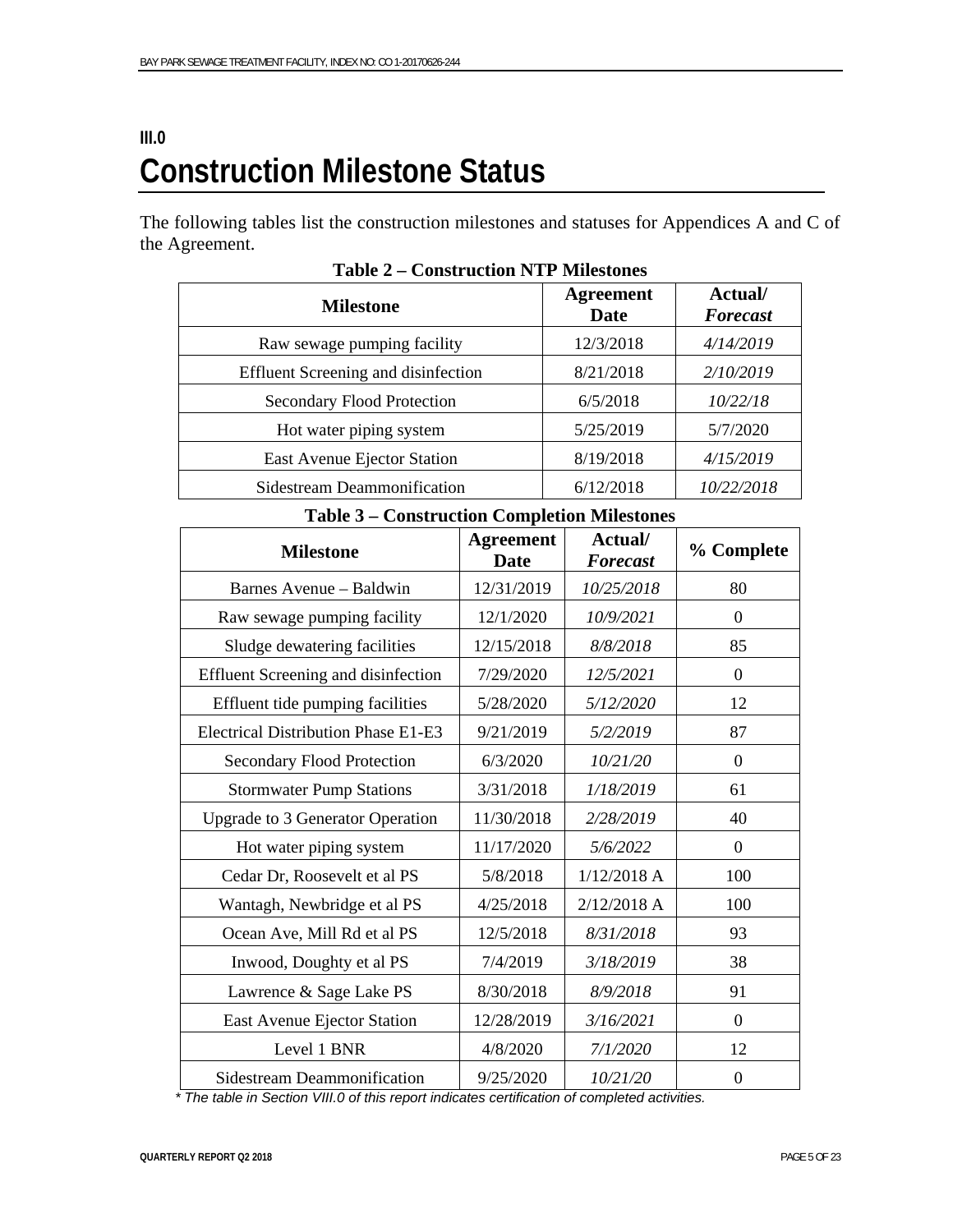# III.0 Construction Milestone Status

The following tables list the construction milestones and statuses for Appendices A and C of the Agreement.

**Table 2 – Construction NTP Milestones**

| Milestone | Agreement Date | Actual/ *Forecast* |
|---|---|---|
| Raw sewage pumping facility | 12/3/2018 | *4/14/2019* |
| Effluent Screening and disinfection | 8/21/2018 | *2/10/2019* |
| Secondary Flood Protection | 6/5/2018 | *10/22/18* |
| Hot water piping system | 5/25/2019 | 5/7/2020 |
| East Avenue Ejector Station | 8/19/2018 | *4/15/2019* |
| Sidestream Deammonification | 6/12/2018 | *10/22/2018* |

**Table 3 – Construction Completion Milestones**

| Milestone | Agreement Date | Actual/ *Forecast* | % Complete |
|---|---|---|---|
| Barnes Avenue – Baldwin | 12/31/2019 | *10/25/2018* | 80 |
| Raw sewage pumping facility | 12/1/2020 | *10/9/2021* | 0 |
| Sludge dewatering facilities | 12/15/2018 | *8/8/2018* | 85 |
| Effluent Screening and disinfection | 7/29/2020 | *12/5/2021* | 0 |
| Effluent tide pumping facilities | 5/28/2020 | *5/12/2020* | 12 |
| Electrical Distribution Phase E1-E3 | 9/21/2019 | *5/2/2019* | 87 |
| Secondary Flood Protection | 6/3/2020 | *10/21/20* | 0 |
| Stormwater Pump Stations | 3/31/2018 | *1/18/2019* | 61 |
| Upgrade to 3 Generator Operation | 11/30/2018 | *2/28/2019* | 40 |
| Hot water piping system | 11/17/2020 | *5/6/2022* | 0 |
| Cedar Dr, Roosevelt et al PS | 5/8/2018 | 1/12/2018 A | 100 |
| Wantagh, Newbridge et al PS | 4/25/2018 | 2/12/2018 A | 100 |
| Ocean Ave, Mill Rd et al PS | 12/5/2018 | *8/31/2018* | 93 |
| Inwood, Doughty et al PS | 7/4/2019 | *3/18/2019* | 38 |
| Lawrence & Sage Lake PS | 8/30/2018 | *8/9/2018* | 91 |
| East Avenue Ejector Station | 12/28/2019 | *3/16/2021* | 0 |
| Level 1 BNR | 4/8/2020 | *7/1/2020* | 12 |
| Sidestream Deammonification | 9/25/2020 | *10/21/20* | 0 |

*\* The table in Section VIII.0 of this report indicates certification of completed activities.*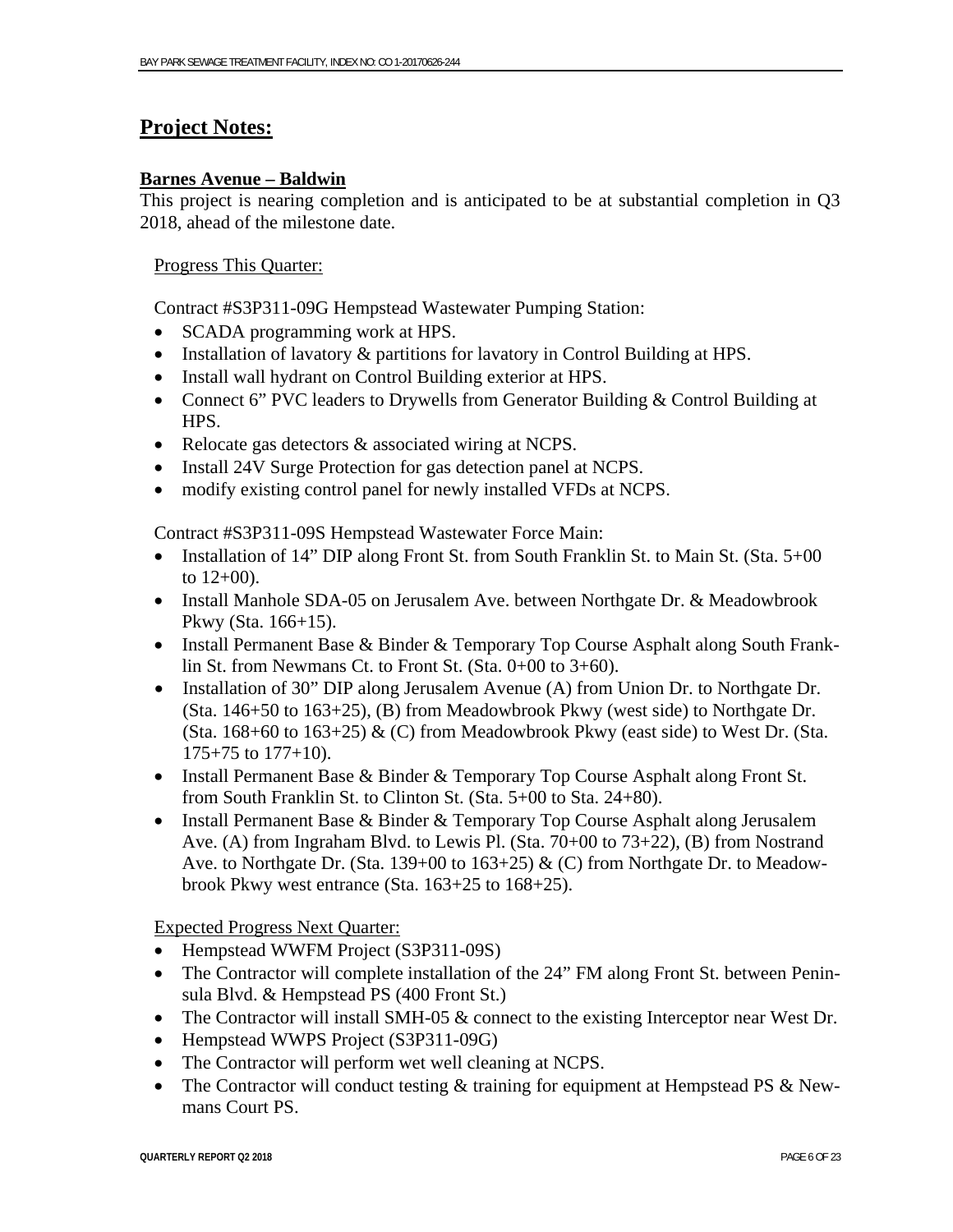## Project Notes:

### Barnes Avenue – Baldwin

This project is nearing completion and is anticipated to be at substantial completion in Q3 2018, ahead of the milestone date.

Progress This Quarter:

Contract #S3P311-09G Hempstead Wastewater Pumping Station:

- SCADA programming work at HPS.
- Installation of lavatory & partitions for lavatory in Control Building at HPS.
- Install wall hydrant on Control Building exterior at HPS.
- Connect 6" PVC leaders to Drywells from Generator Building & Control Building at HPS.
- Relocate gas detectors & associated wiring at NCPS.
- Install 24V Surge Protection for gas detection panel at NCPS.
- modify existing control panel for newly installed VFDs at NCPS.

Contract #S3P311-09S Hempstead Wastewater Force Main:

- Installation of 14" DIP along Front St. from South Franklin St. to Main St. (Sta. 5+00 to 12+00).
- Install Manhole SDA-05 on Jerusalem Ave. between Northgate Dr. & Meadowbrook Pkwy (Sta. 166+15).
- Install Permanent Base & Binder & Temporary Top Course Asphalt along South Franklin St. from Newmans Ct. to Front St. (Sta. 0+00 to 3+60).
- Installation of 30" DIP along Jerusalem Avenue (A) from Union Dr. to Northgate Dr. (Sta. 146+50 to 163+25), (B) from Meadowbrook Pkwy (west side) to Northgate Dr. (Sta. 168+60 to 163+25) & (C) from Meadowbrook Pkwy (east side) to West Dr. (Sta. 175+75 to 177+10).
- Install Permanent Base & Binder & Temporary Top Course Asphalt along Front St. from South Franklin St. to Clinton St. (Sta. 5+00 to Sta. 24+80).
- Install Permanent Base & Binder & Temporary Top Course Asphalt along Jerusalem Ave. (A) from Ingraham Blvd. to Lewis Pl. (Sta. 70+00 to 73+22), (B) from Nostrand Ave. to Northgate Dr. (Sta. 139+00 to 163+25) & (C) from Northgate Dr. to Meadowbrook Pkwy west entrance (Sta. 163+25 to 168+25).

Expected Progress Next Quarter:

- Hempstead WWFM Project (S3P311-09S)
- The Contractor will complete installation of the 24" FM along Front St. between Peninsula Blvd. & Hempstead PS (400 Front St.)
- The Contractor will install SMH-05 & connect to the existing Interceptor near West Dr.
- Hempstead WWPS Project (S3P311-09G)
- The Contractor will perform wet well cleaning at NCPS.
- The Contractor will conduct testing & training for equipment at Hempstead PS & Newmans Court PS.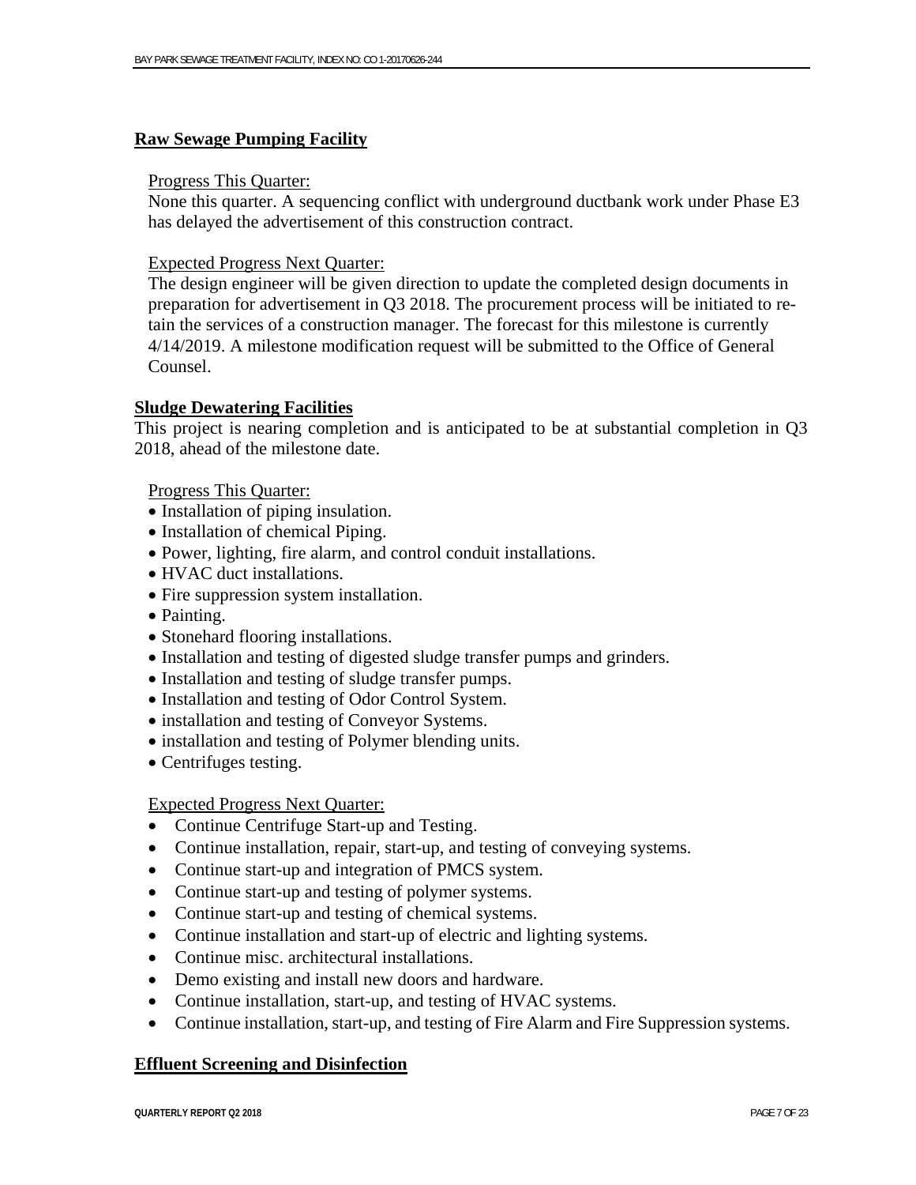## Raw Sewage Pumping Facility

Progress This Quarter:

None this quarter. A sequencing conflict with underground ductbank work under Phase E3 has delayed the advertisement of this construction contract.

Expected Progress Next Quarter:

The design engineer will be given direction to update the completed design documents in preparation for advertisement in Q3 2018. The procurement process will be initiated to retain the services of a construction manager. The forecast for this milestone is currently 4/14/2019. A milestone modification request will be submitted to the Office of General Counsel.

## Sludge Dewatering Facilities

This project is nearing completion and is anticipated to be at substantial completion in Q3 2018, ahead of the milestone date.

Progress This Quarter:

- Installation of piping insulation.
- Installation of chemical Piping.
- Power, lighting, fire alarm, and control conduit installations.
- HVAC duct installations.
- Fire suppression system installation.
- Painting.
- Stonehard flooring installations.
- Installation and testing of digested sludge transfer pumps and grinders.
- Installation and testing of sludge transfer pumps.
- Installation and testing of Odor Control System.
- installation and testing of Conveyor Systems.
- installation and testing of Polymer blending units.
- Centrifuges testing.

Expected Progress Next Quarter:

- Continue Centrifuge Start-up and Testing.
- Continue installation, repair, start-up, and testing of conveying systems.
- Continue start-up and integration of PMCS system.
- Continue start-up and testing of polymer systems.
- Continue start-up and testing of chemical systems.
- Continue installation and start-up of electric and lighting systems.
- Continue misc. architectural installations.
- Demo existing and install new doors and hardware.
- Continue installation, start-up, and testing of HVAC systems.
- Continue installation, start-up, and testing of Fire Alarm and Fire Suppression systems.

## Effluent Screening and Disinfection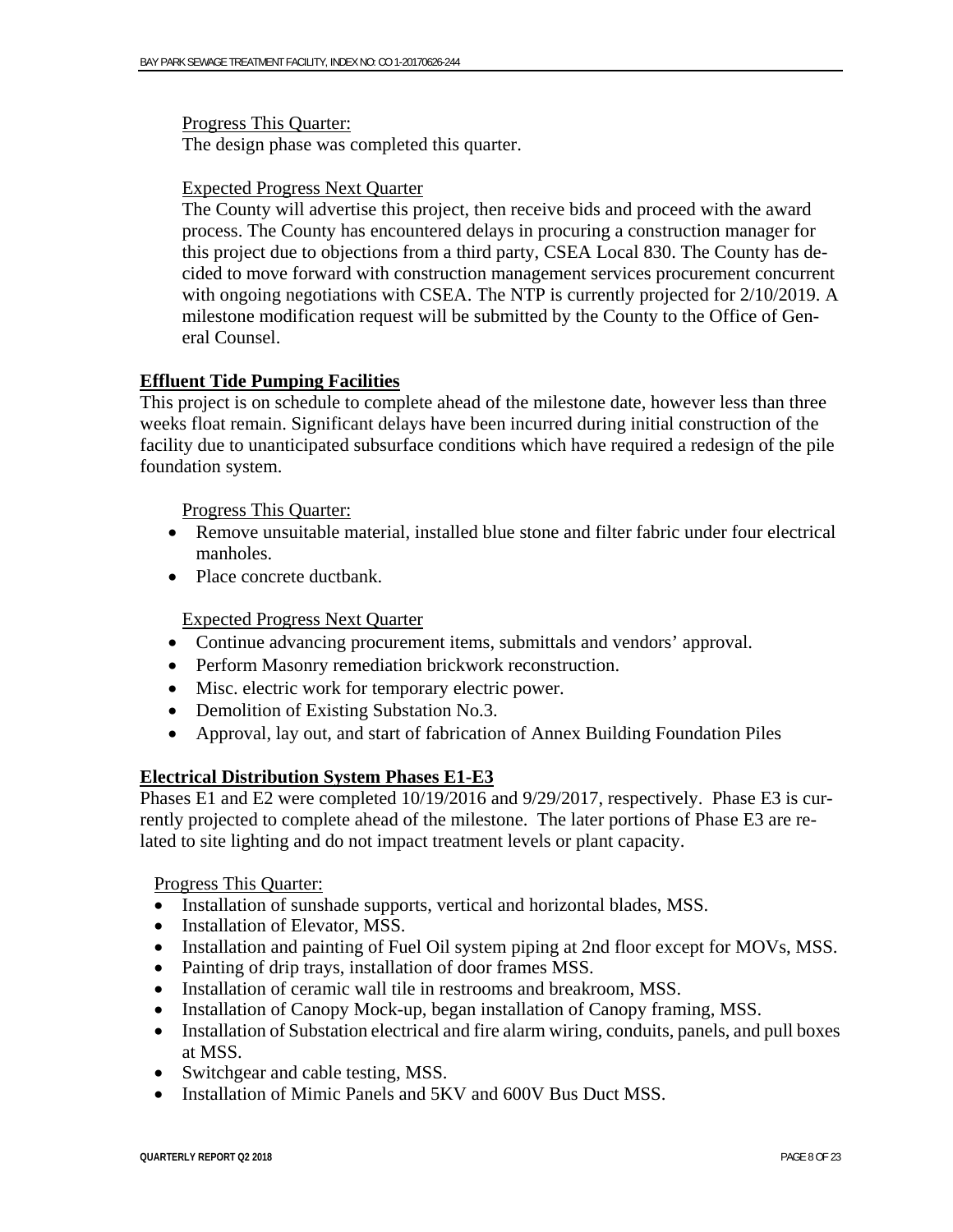Progress This Quarter:

The design phase was completed this quarter.

Expected Progress Next Quarter

The County will advertise this project, then receive bids and proceed with the award process. The County has encountered delays in procuring a construction manager for this project due to objections from a third party, CSEA Local 830. The County has decided to move forward with construction management services procurement concurrent with ongoing negotiations with CSEA. The NTP is currently projected for 2/10/2019. A milestone modification request will be submitted by the County to the Office of General Counsel.

## Effluent Tide Pumping Facilities

This project is on schedule to complete ahead of the milestone date, however less than three weeks float remain. Significant delays have been incurred during initial construction of the facility due to unanticipated subsurface conditions which have required a redesign of the pile foundation system.

Progress This Quarter:

- Remove unsuitable material, installed blue stone and filter fabric under four electrical manholes.
- Place concrete ductbank.

Expected Progress Next Quarter

- Continue advancing procurement items, submittals and vendors' approval.
- Perform Masonry remediation brickwork reconstruction.
- Misc. electric work for temporary electric power.
- Demolition of Existing Substation No.3.
- Approval, lay out, and start of fabrication of Annex Building Foundation Piles

## Electrical Distribution System Phases E1-E3

Phases E1 and E2 were completed 10/19/2016 and 9/29/2017, respectively. Phase E3 is currently projected to complete ahead of the milestone. The later portions of Phase E3 are related to site lighting and do not impact treatment levels or plant capacity.

Progress This Quarter:

- Installation of sunshade supports, vertical and horizontal blades, MSS.
- Installation of Elevator, MSS.
- Installation and painting of Fuel Oil system piping at 2nd floor except for MOVs, MSS.
- Painting of drip trays, installation of door frames MSS.
- Installation of ceramic wall tile in restrooms and breakroom, MSS.
- Installation of Canopy Mock-up, began installation of Canopy framing, MSS.
- Installation of Substation electrical and fire alarm wiring, conduits, panels, and pull boxes at MSS.
- Switchgear and cable testing, MSS.
- Installation of Mimic Panels and 5KV and 600V Bus Duct MSS.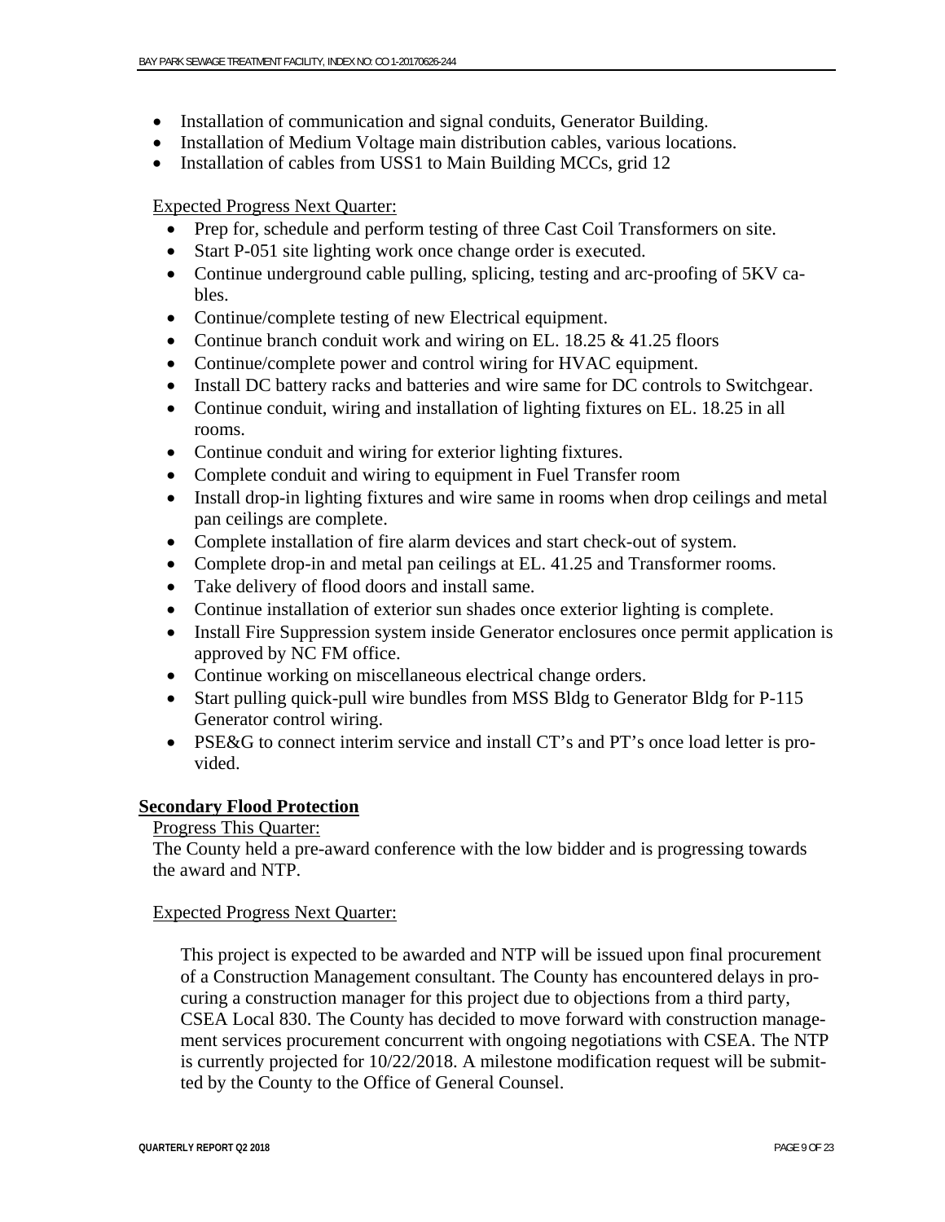- Installation of communication and signal conduits, Generator Building.
- Installation of Medium Voltage main distribution cables, various locations.
- Installation of cables from USS1 to Main Building MCCs, grid 12

Expected Progress Next Quarter:

- Prep for, schedule and perform testing of three Cast Coil Transformers on site.
- Start P-051 site lighting work once change order is executed.
- Continue underground cable pulling, splicing, testing and arc-proofing of 5KV cables.
- Continue/complete testing of new Electrical equipment.
- Continue branch conduit work and wiring on EL. 18.25 & 41.25 floors
- Continue/complete power and control wiring for HVAC equipment.
- Install DC battery racks and batteries and wire same for DC controls to Switchgear.
- Continue conduit, wiring and installation of lighting fixtures on EL. 18.25 in all rooms.
- Continue conduit and wiring for exterior lighting fixtures.
- Complete conduit and wiring to equipment in Fuel Transfer room
- Install drop-in lighting fixtures and wire same in rooms when drop ceilings and metal pan ceilings are complete.
- Complete installation of fire alarm devices and start check-out of system.
- Complete drop-in and metal pan ceilings at EL. 41.25 and Transformer rooms.
- Take delivery of flood doors and install same.
- Continue installation of exterior sun shades once exterior lighting is complete.
- Install Fire Suppression system inside Generator enclosures once permit application is approved by NC FM office.
- Continue working on miscellaneous electrical change orders.
- Start pulling quick-pull wire bundles from MSS Bldg to Generator Bldg for P-115 Generator control wiring.
- PSE&G to connect interim service and install CT's and PT's once load letter is provided.

**Secondary Flood Protection**

Progress This Quarter:

The County held a pre-award conference with the low bidder and is progressing towards the award and NTP.

Expected Progress Next Quarter:

This project is expected to be awarded and NTP will be issued upon final procurement of a Construction Management consultant. The County has encountered delays in procuring a construction manager for this project due to objections from a third party, CSEA Local 830. The County has decided to move forward with construction management services procurement concurrent with ongoing negotiations with CSEA. The NTP is currently projected for 10/22/2018. A milestone modification request will be submitted by the County to the Office of General Counsel.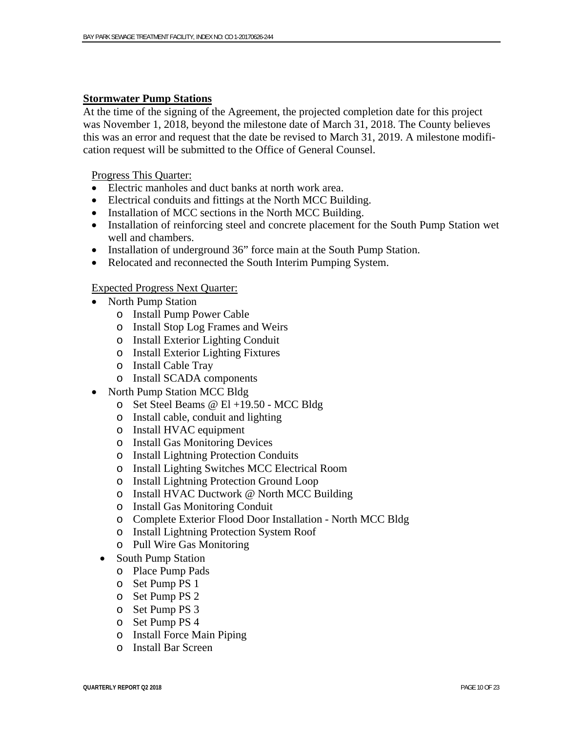**Stormwater Pump Stations**

At the time of the signing of the Agreement, the projected completion date for this project was November 1, 2018, beyond the milestone date of March 31, 2018. The County believes this was an error and request that the date be revised to March 31, 2019. A milestone modification request will be submitted to the Office of General Counsel.

Progress This Quarter:

- Electric manholes and duct banks at north work area.
- Electrical conduits and fittings at the North MCC Building.
- Installation of MCC sections in the North MCC Building.
- Installation of reinforcing steel and concrete placement for the South Pump Station wet well and chambers.
- Installation of underground 36" force main at the South Pump Station.
- Relocated and reconnected the South Interim Pumping System.

Expected Progress Next Quarter:

- North Pump Station
    - Install Pump Power Cable
    - Install Stop Log Frames and Weirs
    - Install Exterior Lighting Conduit
    - Install Exterior Lighting Fixtures
    - Install Cable Tray
    - Install SCADA components
- North Pump Station MCC Bldg
    - Set Steel Beams @ El +19.50 - MCC Bldg
    - Install cable, conduit and lighting
    - Install HVAC equipment
    - Install Gas Monitoring Devices
    - Install Lightning Protection Conduits
    - Install Lighting Switches MCC Electrical Room
    - Install Lightning Protection Ground Loop
    - Install HVAC Ductwork @ North MCC Building
    - Install Gas Monitoring Conduit
    - Complete Exterior Flood Door Installation - North MCC Bldg
    - Install Lightning Protection System Roof
    - Pull Wire Gas Monitoring
- South Pump Station
    - Place Pump Pads
    - Set Pump PS 1
    - Set Pump PS 2
    - Set Pump PS 3
    - Set Pump PS 4
    - Install Force Main Piping
    - Install Bar Screen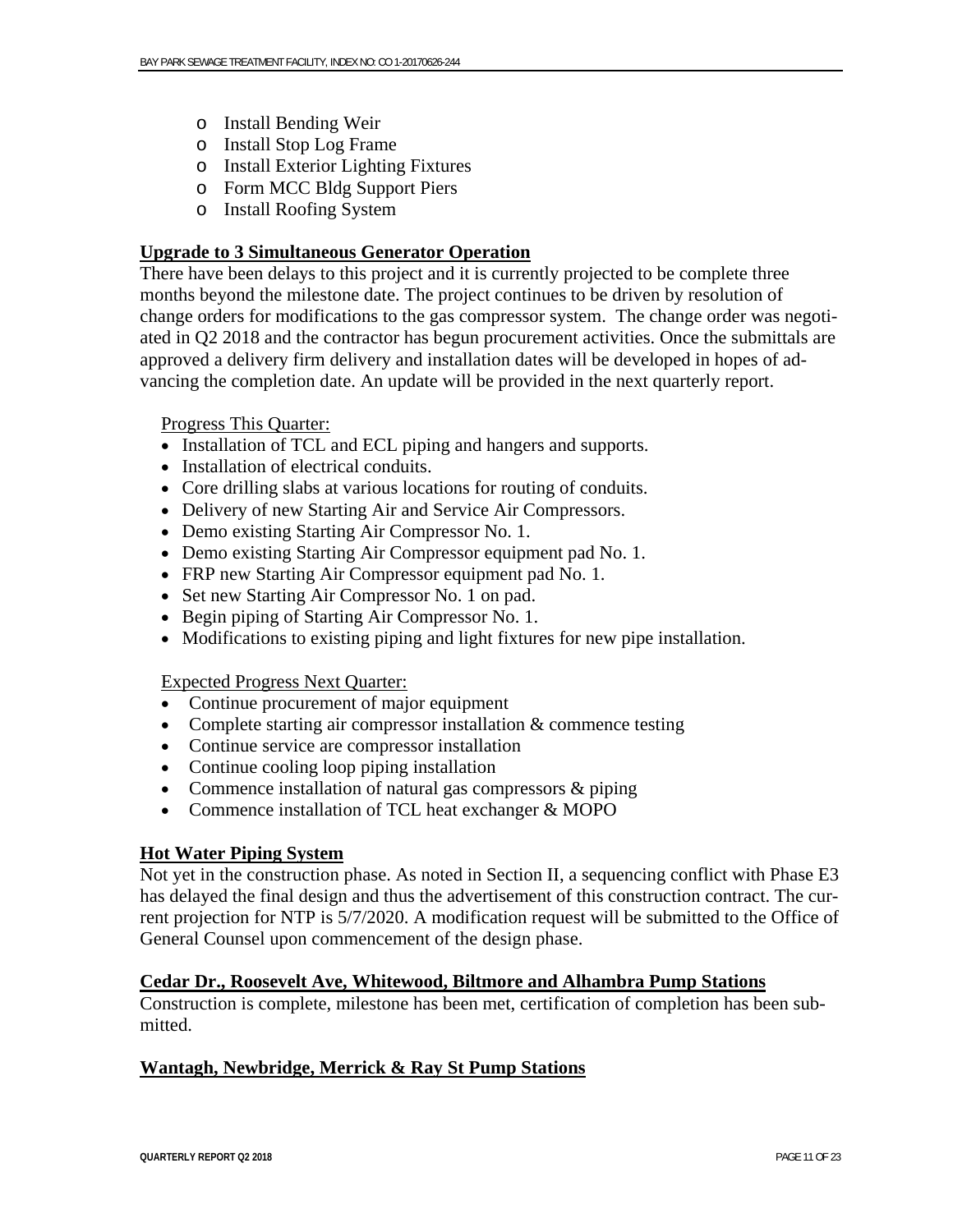- Install Bending Weir
- Install Stop Log Frame
- Install Exterior Lighting Fixtures
- Form MCC Bldg Support Piers
- Install Roofing System

**Upgrade to 3 Simultaneous Generator Operation**

There have been delays to this project and it is currently projected to be complete three months beyond the milestone date. The project continues to be driven by resolution of change orders for modifications to the gas compressor system. The change order was negotiated in Q2 2018 and the contractor has begun procurement activities. Once the submittals are approved a delivery firm delivery and installation dates will be developed in hopes of advancing the completion date. An update will be provided in the next quarterly report.

Progress This Quarter:

- Installation of TCL and ECL piping and hangers and supports.
- Installation of electrical conduits.
- Core drilling slabs at various locations for routing of conduits.
- Delivery of new Starting Air and Service Air Compressors.
- Demo existing Starting Air Compressor No. 1.
- Demo existing Starting Air Compressor equipment pad No. 1.
- FRP new Starting Air Compressor equipment pad No. 1.
- Set new Starting Air Compressor No. 1 on pad.
- Begin piping of Starting Air Compressor No. 1.
- Modifications to existing piping and light fixtures for new pipe installation.

Expected Progress Next Quarter:

- Continue procurement of major equipment
- Complete starting air compressor installation & commence testing
- Continue service are compressor installation
- Continue cooling loop piping installation
- Commence installation of natural gas compressors & piping
- Commence installation of TCL heat exchanger & MOPO

**Hot Water Piping System**

Not yet in the construction phase. As noted in Section II, a sequencing conflict with Phase E3 has delayed the final design and thus the advertisement of this construction contract. The current projection for NTP is 5/7/2020. A modification request will be submitted to the Office of General Counsel upon commencement of the design phase.

**Cedar Dr., Roosevelt Ave, Whitewood, Biltmore and Alhambra Pump Stations**

Construction is complete, milestone has been met, certification of completion has been submitted.

**Wantagh, Newbridge, Merrick & Ray St Pump Stations**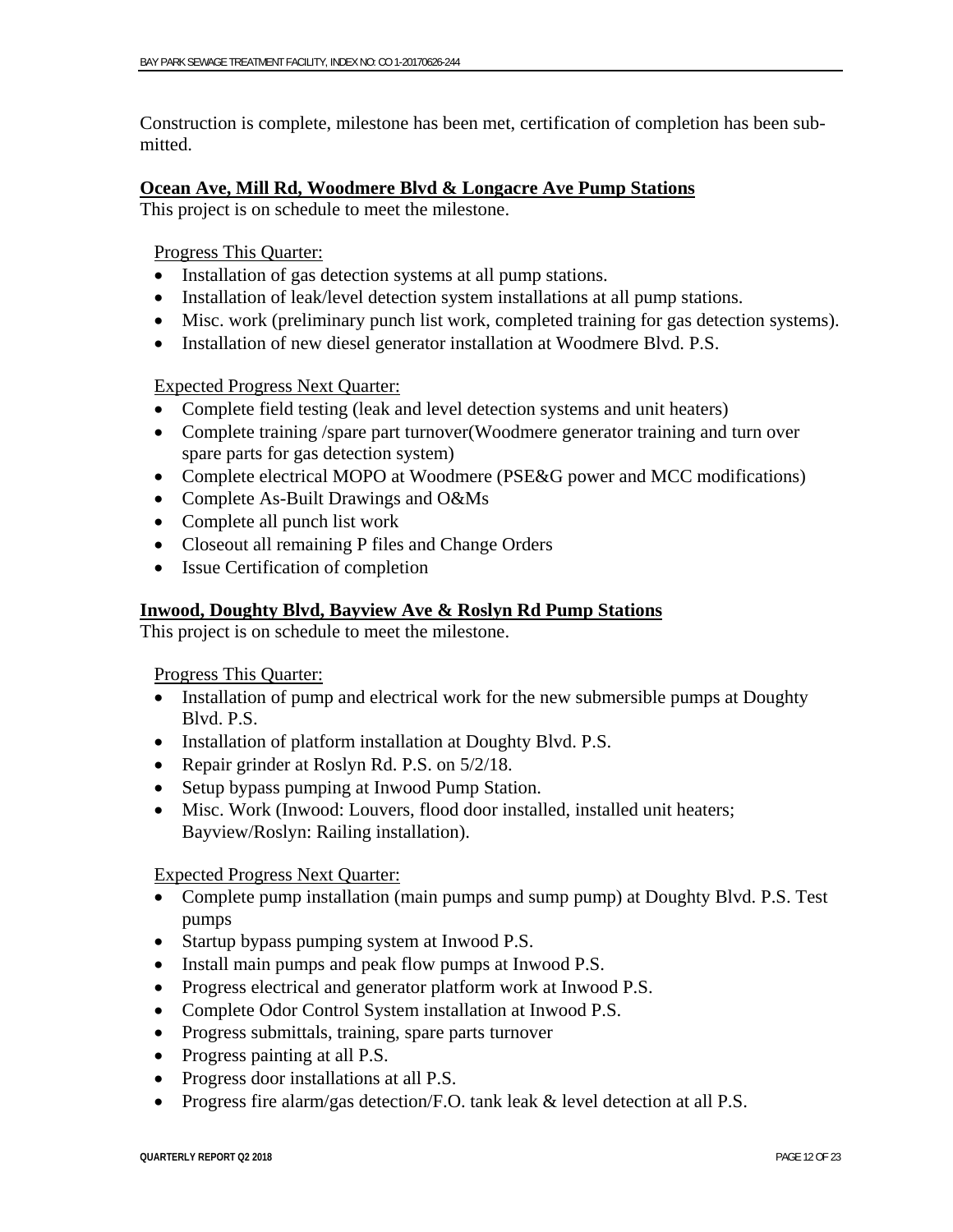Construction is complete, milestone has been met, certification of completion has been submitted.

**Ocean Ave, Mill Rd, Woodmere Blvd & Longacre Ave Pump Stations**

This project is on schedule to meet the milestone.

Progress This Quarter:

- Installation of gas detection systems at all pump stations.
- Installation of leak/level detection system installations at all pump stations.
- Misc. work (preliminary punch list work, completed training for gas detection systems).
- Installation of new diesel generator installation at Woodmere Blvd. P.S.

Expected Progress Next Quarter:

- Complete field testing (leak and level detection systems and unit heaters)
- Complete training /spare part turnover(Woodmere generator training and turn over spare parts for gas detection system)
- Complete electrical MOPO at Woodmere (PSE&G power and MCC modifications)
- Complete As-Built Drawings and O&Ms
- Complete all punch list work
- Closeout all remaining P files and Change Orders
- Issue Certification of completion

**Inwood, Doughty Blvd, Bayview Ave & Roslyn Rd Pump Stations**

This project is on schedule to meet the milestone.

Progress This Quarter:

- Installation of pump and electrical work for the new submersible pumps at Doughty Blvd. P.S.
- Installation of platform installation at Doughty Blvd. P.S.
- Repair grinder at Roslyn Rd. P.S. on 5/2/18.
- Setup bypass pumping at Inwood Pump Station.
- Misc. Work (Inwood: Louvers, flood door installed, installed unit heaters; Bayview/Roslyn: Railing installation).

Expected Progress Next Quarter:

- Complete pump installation (main pumps and sump pump) at Doughty Blvd. P.S. Test pumps
- Startup bypass pumping system at Inwood P.S.
- Install main pumps and peak flow pumps at Inwood P.S.
- Progress electrical and generator platform work at Inwood P.S.
- Complete Odor Control System installation at Inwood P.S.
- Progress submittals, training, spare parts turnover
- Progress painting at all P.S.
- Progress door installations at all P.S.
- Progress fire alarm/gas detection/F.O. tank leak & level detection at all P.S.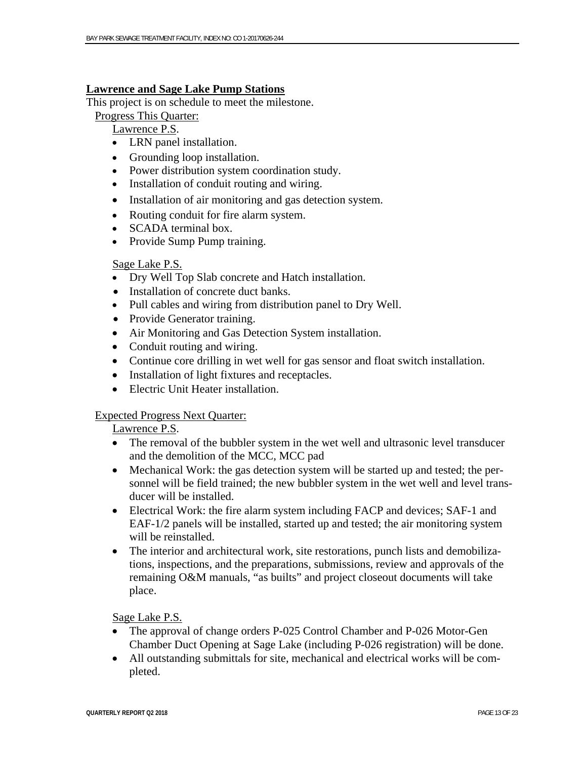## Lawrence and Sage Lake Pump Stations

This project is on schedule to meet the milestone.

Progress This Quarter:

Lawrence P.S.

- LRN panel installation.
- Grounding loop installation.
- Power distribution system coordination study.
- Installation of conduit routing and wiring.
- Installation of air monitoring and gas detection system.
- Routing conduit for fire alarm system.
- SCADA terminal box.
- Provide Sump Pump training.

Sage Lake P.S.

- Dry Well Top Slab concrete and Hatch installation.
- Installation of concrete duct banks.
- Pull cables and wiring from distribution panel to Dry Well.
- Provide Generator training.
- Air Monitoring and Gas Detection System installation.
- Conduit routing and wiring.
- Continue core drilling in wet well for gas sensor and float switch installation.
- Installation of light fixtures and receptacles.
- Electric Unit Heater installation.

Expected Progress Next Quarter:

Lawrence P.S.

- The removal of the bubbler system in the wet well and ultrasonic level transducer and the demolition of the MCC, MCC pad
- Mechanical Work: the gas detection system will be started up and tested; the personnel will be field trained; the new bubbler system in the wet well and level transducer will be installed.
- Electrical Work: the fire alarm system including FACP and devices; SAF-1 and EAF-1/2 panels will be installed, started up and tested; the air monitoring system will be reinstalled.
- The interior and architectural work, site restorations, punch lists and demobilizations, inspections, and the preparations, submissions, review and approvals of the remaining O&M manuals, "as builts" and project closeout documents will take place.

Sage Lake P.S.

- The approval of change orders P-025 Control Chamber and P-026 Motor-Gen Chamber Duct Opening at Sage Lake (including P-026 registration) will be done.
- All outstanding submittals for site, mechanical and electrical works will be completed.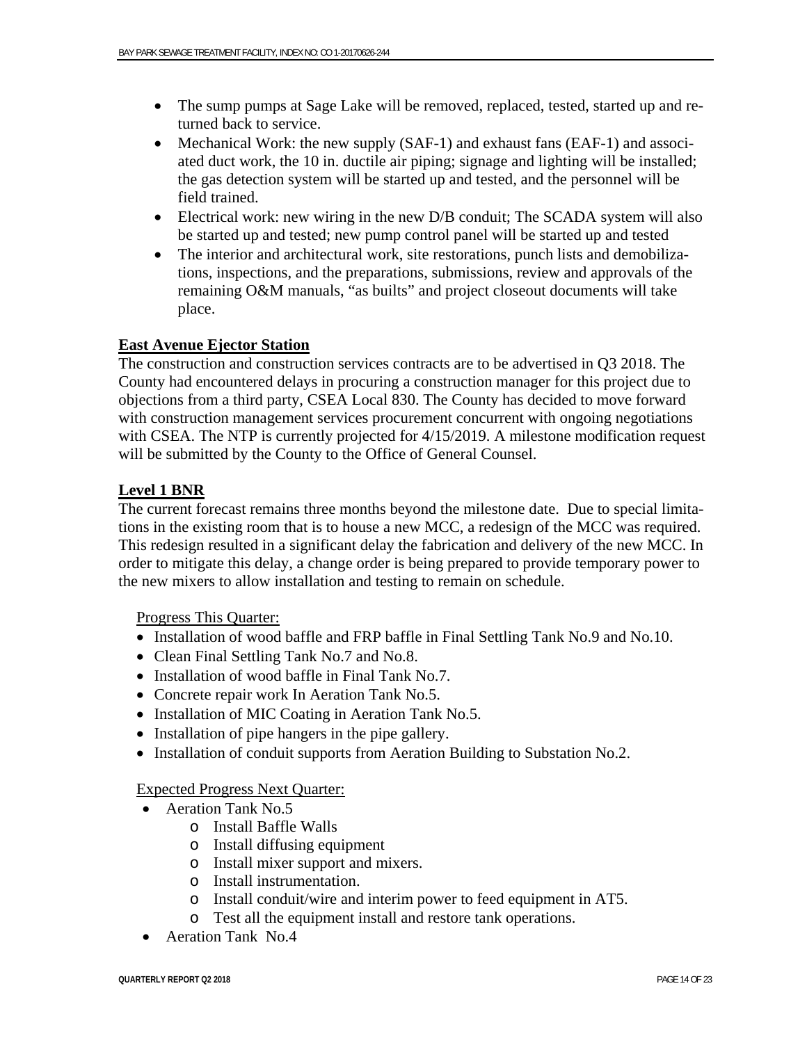- The sump pumps at Sage Lake will be removed, replaced, tested, started up and returned back to service.
- Mechanical Work: the new supply (SAF-1) and exhaust fans (EAF-1) and associated duct work, the 10 in. ductile air piping; signage and lighting will be installed; the gas detection system will be started up and tested, and the personnel will be field trained.
- Electrical work: new wiring in the new D/B conduit; The SCADA system will also be started up and tested; new pump control panel will be started up and tested
- The interior and architectural work, site restorations, punch lists and demobilizations, inspections, and the preparations, submissions, review and approvals of the remaining O&M manuals, "as builts" and project closeout documents will take place.

**East Avenue Ejector Station**

The construction and construction services contracts are to be advertised in Q3 2018. The County had encountered delays in procuring a construction manager for this project due to objections from a third party, CSEA Local 830. The County has decided to move forward with construction management services procurement concurrent with ongoing negotiations with CSEA. The NTP is currently projected for 4/15/2019. A milestone modification request will be submitted by the County to the Office of General Counsel.

**Level 1 BNR**

The current forecast remains three months beyond the milestone date. Due to special limitations in the existing room that is to house a new MCC, a redesign of the MCC was required. This redesign resulted in a significant delay the fabrication and delivery of the new MCC. In order to mitigate this delay, a change order is being prepared to provide temporary power to the new mixers to allow installation and testing to remain on schedule.

Progress This Quarter:

- Installation of wood baffle and FRP baffle in Final Settling Tank No.9 and No.10.
- Clean Final Settling Tank No.7 and No.8.
- Installation of wood baffle in Final Tank No.7.
- Concrete repair work In Aeration Tank No.5.
- Installation of MIC Coating in Aeration Tank No.5.
- Installation of pipe hangers in the pipe gallery.
- Installation of conduit supports from Aeration Building to Substation No.2.

Expected Progress Next Quarter:

- Aeration Tank No.5
  - Install Baffle Walls
  - Install diffusing equipment
  - Install mixer support and mixers.
  - Install instrumentation.
  - Install conduit/wire and interim power to feed equipment in AT5.
  - Test all the equipment install and restore tank operations.
- Aeration Tank No.4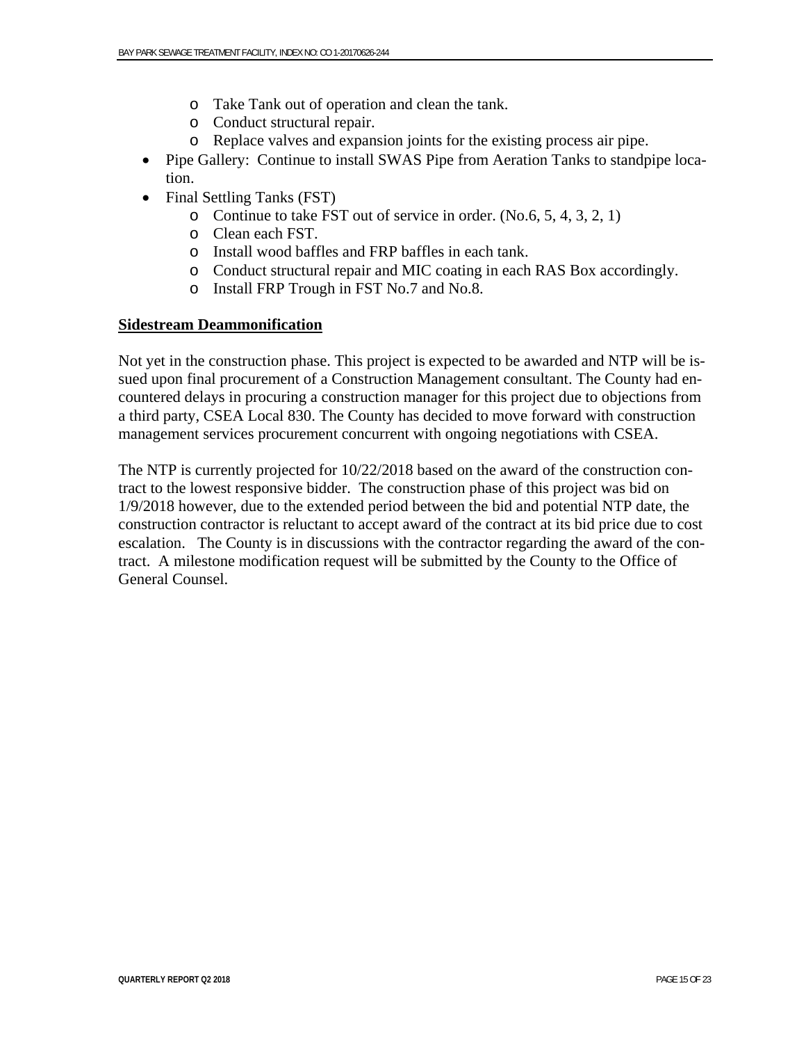- Take Tank out of operation and clean the tank.
  - Conduct structural repair.
  - Replace valves and expansion joints for the existing process air pipe.
- Pipe Gallery: Continue to install SWAS Pipe from Aeration Tanks to standpipe location.
- Final Settling Tanks (FST)
  - Continue to take FST out of service in order. (No.6, 5, 4, 3, 2, 1)
  - Clean each FST.
  - Install wood baffles and FRP baffles in each tank.
  - Conduct structural repair and MIC coating in each RAS Box accordingly.
  - Install FRP Trough in FST No.7 and No.8.

**Sidestream Deammonification**

Not yet in the construction phase. This project is expected to be awarded and NTP will be issued upon final procurement of a Construction Management consultant. The County had encountered delays in procuring a construction manager for this project due to objections from a third party, CSEA Local 830. The County has decided to move forward with construction management services procurement concurrent with ongoing negotiations with CSEA.

The NTP is currently projected for 10/22/2018 based on the award of the construction contract to the lowest responsive bidder. The construction phase of this project was bid on 1/9/2018 however, due to the extended period between the bid and potential NTP date, the construction contractor is reluctant to accept award of the contract at its bid price due to cost escalation. The County is in discussions with the contractor regarding the award of the contract. A milestone modification request will be submitted by the County to the Office of General Counsel.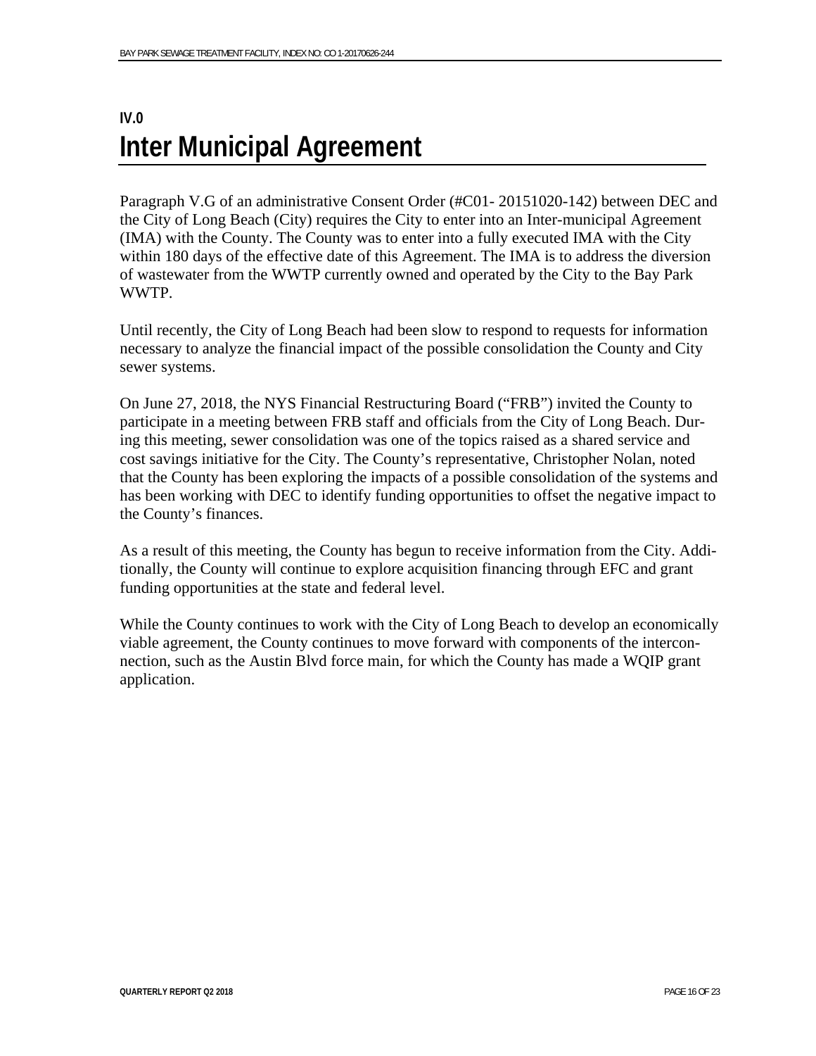# IV.0 Inter Municipal Agreement

Paragraph V.G of an administrative Consent Order (#C01- 20151020-142) between DEC and the City of Long Beach (City) requires the City to enter into an Inter-municipal Agreement (IMA) with the County. The County was to enter into a fully executed IMA with the City within 180 days of the effective date of this Agreement. The IMA is to address the diversion of wastewater from the WWTP currently owned and operated by the City to the Bay Park WWTP.

Until recently, the City of Long Beach had been slow to respond to requests for information necessary to analyze the financial impact of the possible consolidation the County and City sewer systems.

On June 27, 2018, the NYS Financial Restructuring Board ("FRB") invited the County to participate in a meeting between FRB staff and officials from the City of Long Beach. During this meeting, sewer consolidation was one of the topics raised as a shared service and cost savings initiative for the City. The County's representative, Christopher Nolan, noted that the County has been exploring the impacts of a possible consolidation of the systems and has been working with DEC to identify funding opportunities to offset the negative impact to the County's finances.

As a result of this meeting, the County has begun to receive information from the City. Additionally, the County will continue to explore acquisition financing through EFC and grant funding opportunities at the state and federal level.

While the County continues to work with the City of Long Beach to develop an economically viable agreement, the County continues to move forward with components of the interconnection, such as the Austin Blvd force main, for which the County has made a WQIP grant application.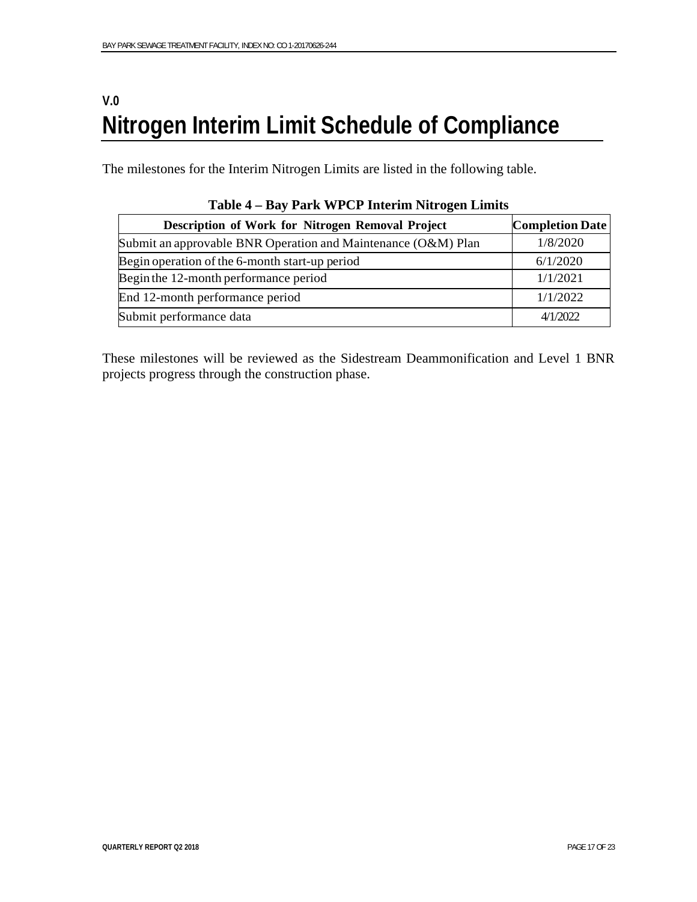# V.0 Nitrogen Interim Limit Schedule of Compliance

The milestones for the Interim Nitrogen Limits are listed in the following table.

**Table 4 – Bay Park WPCP Interim Nitrogen Limits**

| Description of Work for Nitrogen Removal Project | Completion Date |
|---|---|
| Submit an approvable BNR Operation and Maintenance (O&M) Plan | 1/8/2020 |
| Begin operation of the 6-month start-up period | 6/1/2020 |
| Begin the 12-month performance period | 1/1/2021 |
| End 12-month performance period | 1/1/2022 |
| Submit performance data | 4/1/2022 |

These milestones will be reviewed as the Sidestream Deammonification and Level 1 BNR projects progress through the construction phase.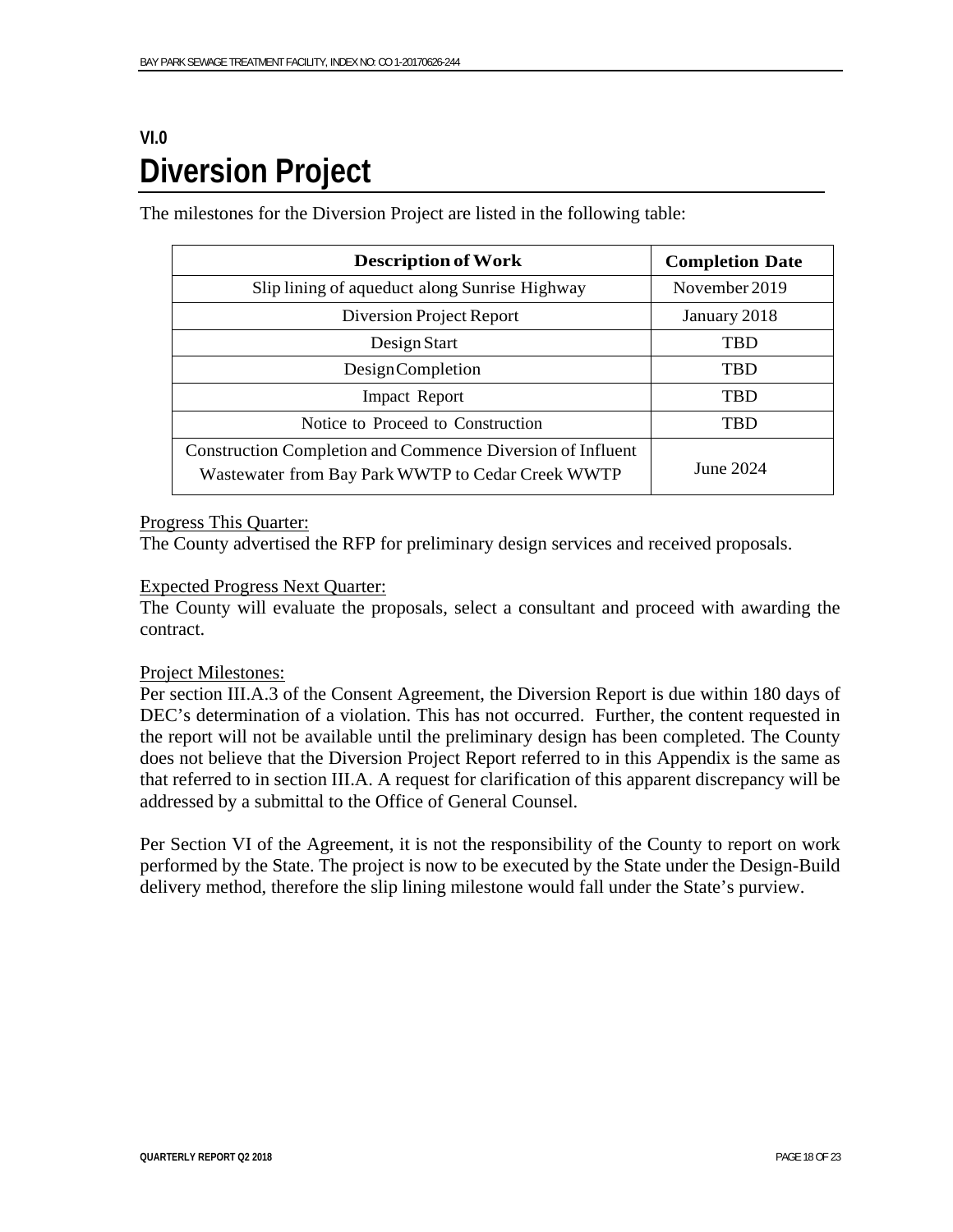# VI.0 Diversion Project

The milestones for the Diversion Project are listed in the following table:

| Description of Work | Completion Date |
|---|---|
| Slip lining of aqueduct along Sunrise Highway | November 2019 |
| Diversion Project Report | January 2018 |
| Design Start | TBD |
| Design Completion | TBD |
| Impact Report | TBD |
| Notice to Proceed to Construction | TBD |
| Construction Completion and Commence Diversion of Influent Wastewater from Bay Park WWTP to Cedar Creek WWTP | June 2024 |

<u>Progress This Quarter:</u>
The County advertised the RFP for preliminary design services and received proposals.

<u>Expected Progress Next Quarter:</u>
The County will evaluate the proposals, select a consultant and proceed with awarding the contract.

<u>Project Milestones:</u>
Per section III.A.3 of the Consent Agreement, the Diversion Report is due within 180 days of DEC's determination of a violation. This has not occurred. Further, the content requested in the report will not be available until the preliminary design has been completed. The County does not believe that the Diversion Project Report referred to in this Appendix is the same as that referred to in section III.A. A request for clarification of this apparent discrepancy will be addressed by a submittal to the Office of General Counsel.

Per Section VI of the Agreement, it is not the responsibility of the County to report on work performed by the State. The project is now to be executed by the State under the Design-Build delivery method, therefore the slip lining milestone would fall under the State's purview.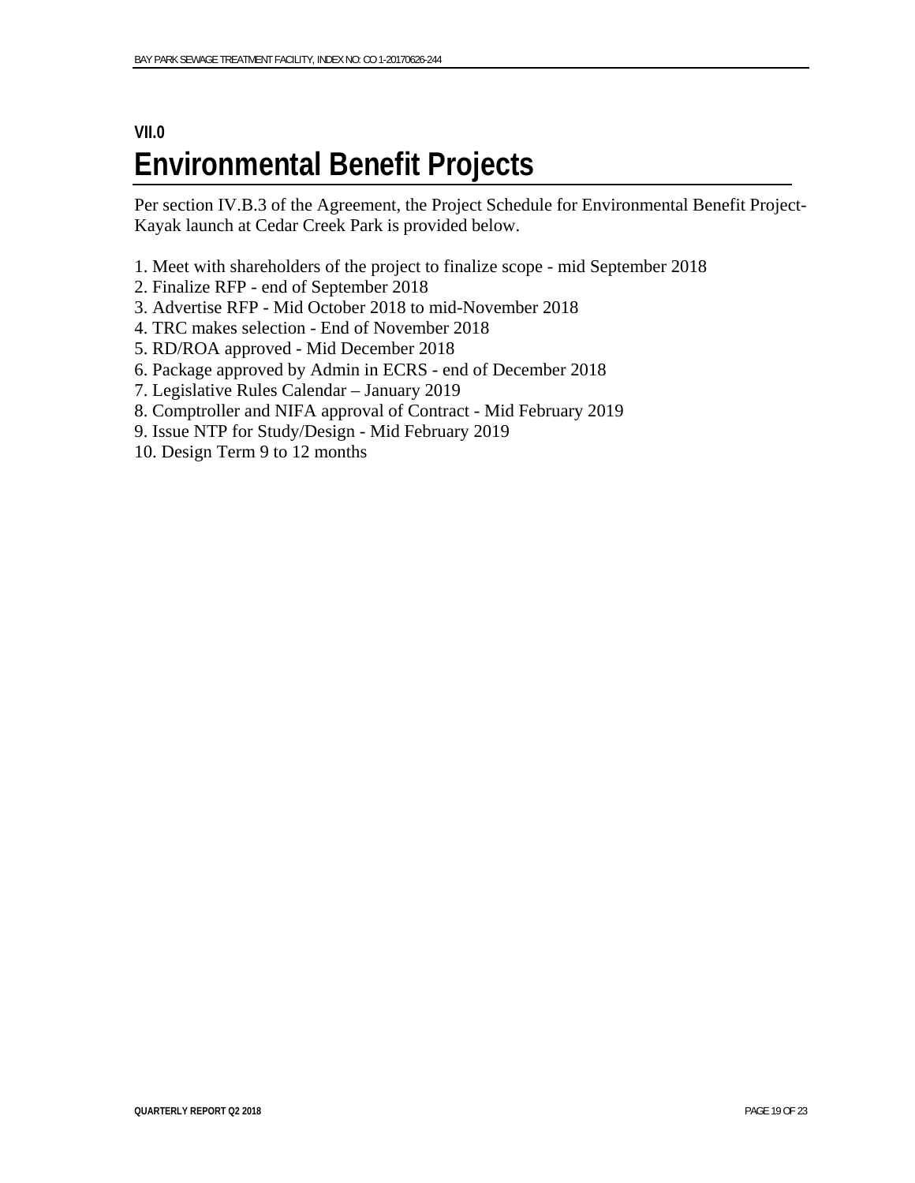## VII.0

# Environmental Benefit Projects

Per section IV.B.3 of the Agreement, the Project Schedule for Environmental Benefit Project- Kayak launch at Cedar Creek Park is provided below.

1. Meet with shareholders of the project to finalize scope - mid September 2018
2. Finalize RFP - end of September 2018
3. Advertise RFP - Mid October 2018 to mid-November 2018
4. TRC makes selection - End of November 2018
5. RD/ROA approved - Mid December 2018
6. Package approved by Admin in ECRS - end of December 2018
7. Legislative Rules Calendar – January 2019
8. Comptroller and NIFA approval of Contract - Mid February 2019
9. Issue NTP for Study/Design - Mid February 2019
10. Design Term 9 to 12 months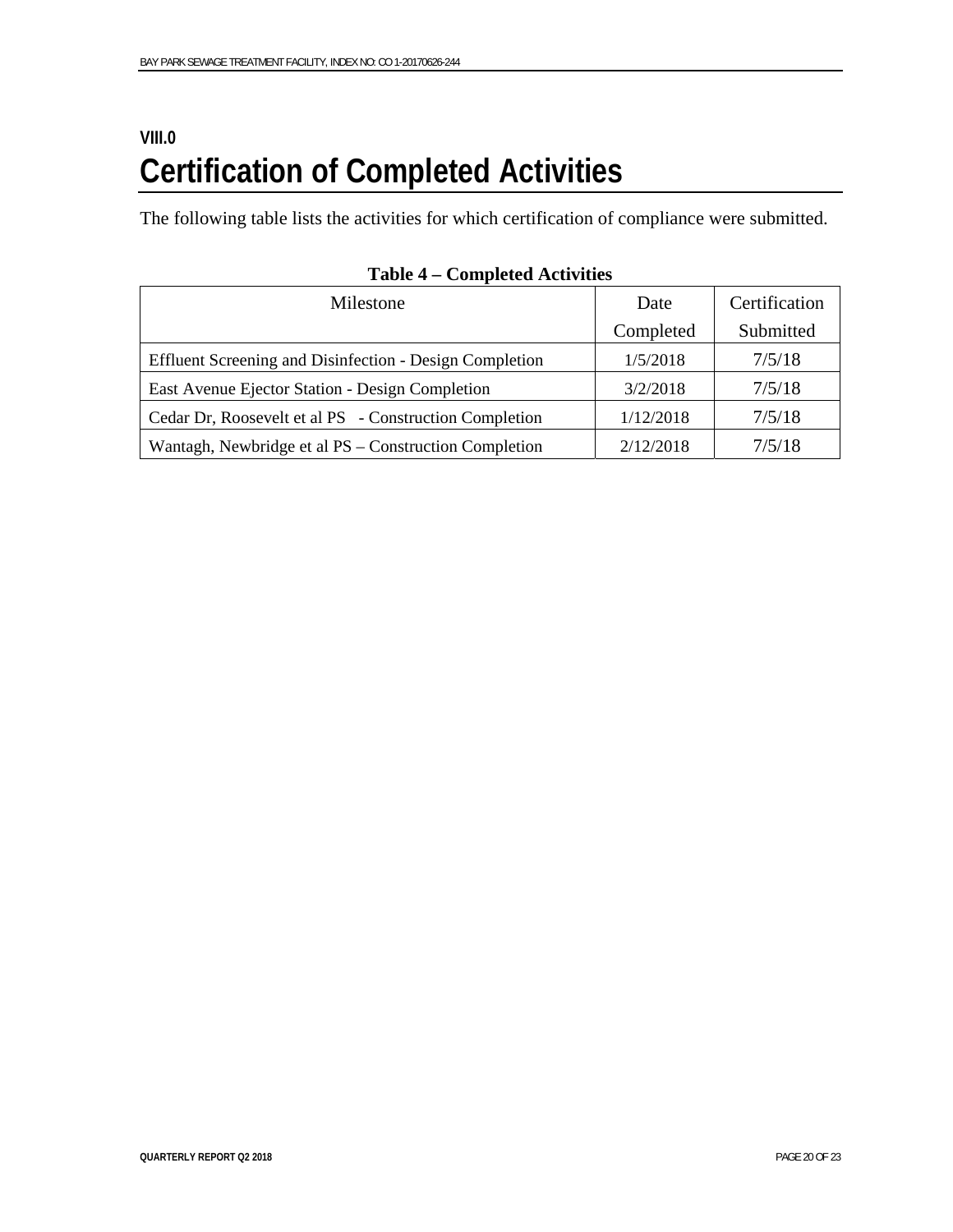# VIII.0 Certification of Completed Activities

The following table lists the activities for which certification of compliance were submitted.

**Table 4 – Completed Activities**

| Milestone | Date Completed | Certification Submitted |
|---|---|---|
| Effluent Screening and Disinfection - Design Completion | 1/5/2018 | 7/5/18 |
| East Avenue Ejector Station - Design Completion | 3/2/2018 | 7/5/18 |
| Cedar Dr, Roosevelt et al PS - Construction Completion | 1/12/2018 | 7/5/18 |
| Wantagh, Newbridge et al PS – Construction Completion | 2/12/2018 | 7/5/18 |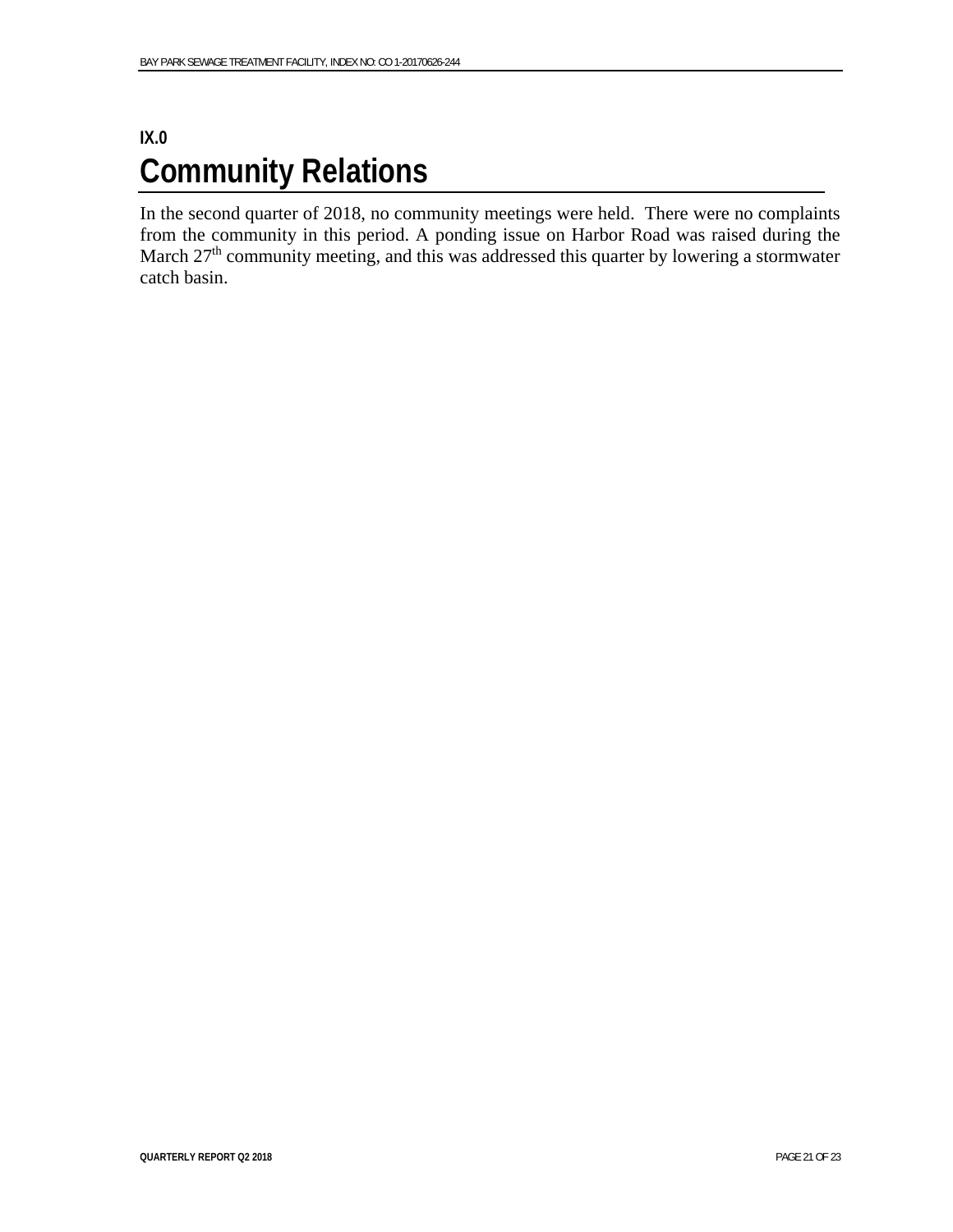# IX.0 Community Relations

In the second quarter of 2018, no community meetings were held. There were no complaints from the community in this period. A ponding issue on Harbor Road was raised during the March 27th community meeting, and this was addressed this quarter by lowering a stormwater catch basin.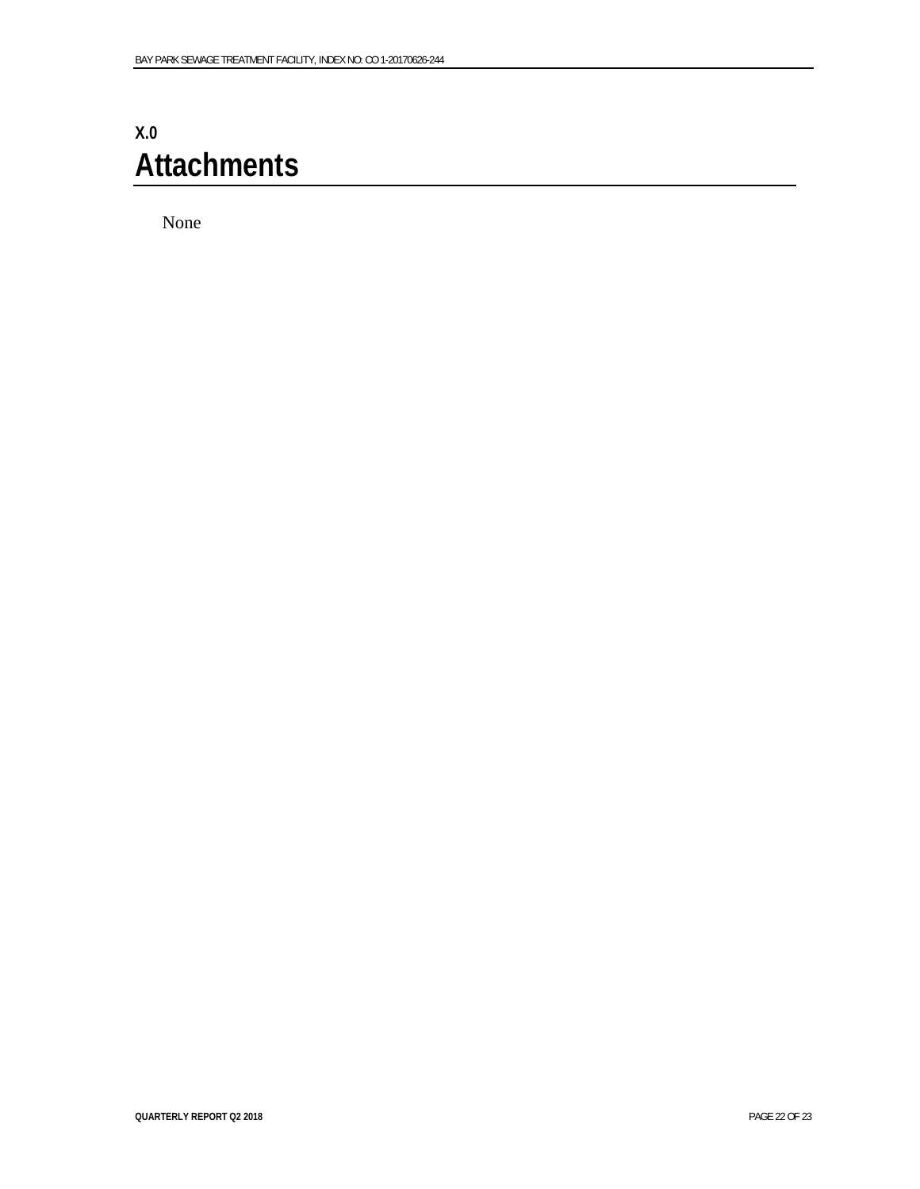# X.0 Attachments

None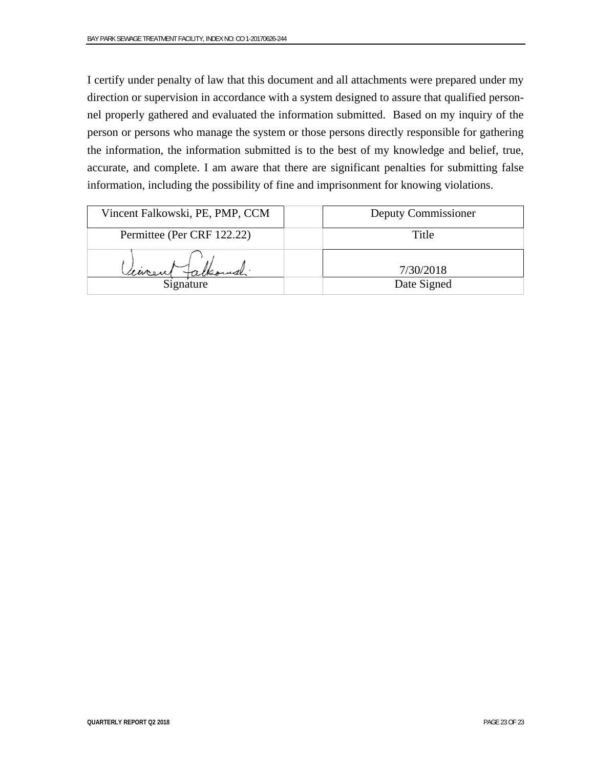I certify under penalty of law that this document and all attachments were prepared under my direction or supervision in accordance with a system designed to assure that qualified personnel properly gathered and evaluated the information submitted. Based on my inquiry of the person or persons who manage the system or those persons directly responsible for gathering the information, the information submitted is to the best of my knowledge and belief, true, accurate, and complete. I am aware that there are significant penalties for submitting false information, including the possibility of fine and imprisonment for knowing violations.

| | | |
|---|---|---|
| Vincent Falkowski, PE, PMP, CCM | | Deputy Commissioner |
| Permittee (Per CRF 122.22) | | Title |
| Vincent Falkowski | | 7/30/2018 |
| Signature | | Date Signed |